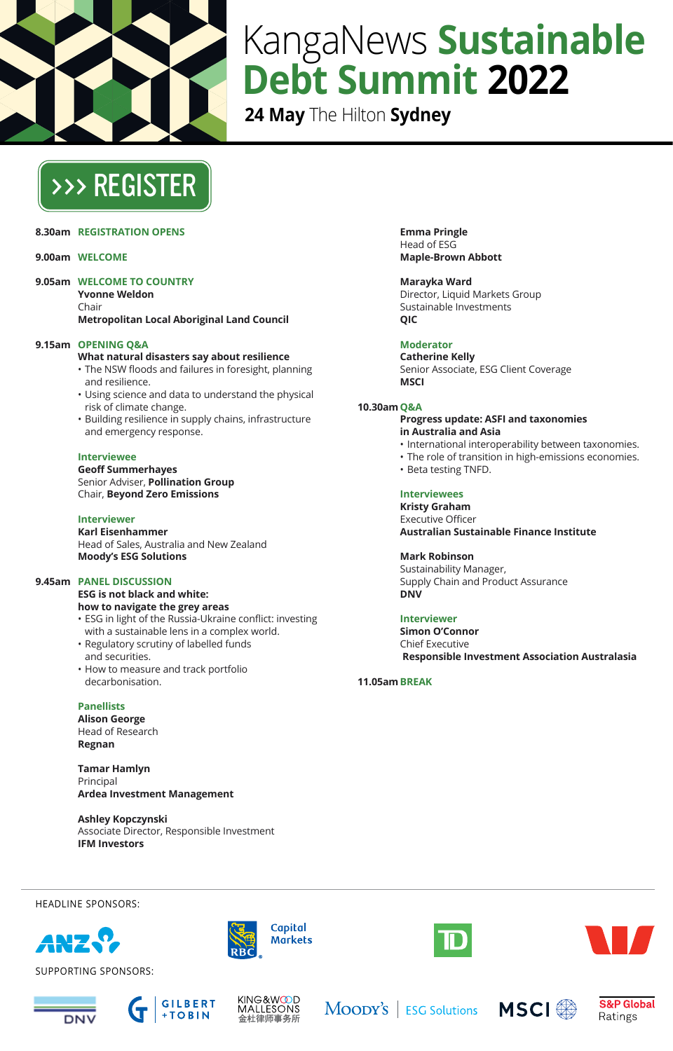# KangaNews **Sustainable Debt Summit 2022**

**24 May** The Hilton **Sydney**

>>> REGISTER

**8.30am** REGISTRATION OPENS

**9.00am** WELCOME

**9.05am** WELCOME TO COUNTRY
**Yvonne Weldon**
Chair
**Metropolitan Local Aboriginal Land Council**

**9.15am** OPENING Q&A
**What natural disasters say about resilience**
- The NSW floods and failures in foresight, planning and resilience.
- Using science and data to understand the physical risk of climate change.
- Building resilience in supply chains, infrastructure and emergency response.

Interviewee
**Geoff Summerhayes**
Senior Adviser, **Pollination Group**
Chair, **Beyond Zero Emissions**

Interviewer
**Karl Eisenhammer**
Head of Sales, Australia and New Zealand
**Moody's ESG Solutions**

**9.45am** PANEL DISCUSSION
**ESG is not black and white: how to navigate the grey areas**
- ESG in light of the Russia-Ukraine conflict: investing with a sustainable lens in a complex world.
- Regulatory scrutiny of labelled funds and securities.
- How to measure and track portfolio decarbonisation.

Panellists
**Alison George**
Head of Research
**Regnan**

**Tamar Hamlyn**
Principal
**Ardea Investment Management**

**Ashley Kopczynski**
Associate Director, Responsible Investment
**IFM Investors**

**Emma Pringle**
Head of ESG
**Maple-Brown Abbott**

**Marayka Ward**
Director, Liquid Markets Group
Sustainable Investments
**QIC**

Moderator
**Catherine Kelly**
Senior Associate, ESG Client Coverage
**MSCI**

**10.30am** Q&A
**Progress update: ASFI and taxonomies in Australia and Asia**
- International interoperability between taxonomies.
- The role of transition in high-emissions economies.
- Beta testing TNFD.

Interviewees
**Kristy Graham**
Executive Officer
**Australian Sustainable Finance Institute**

**Mark Robinson**
Sustainability Manager,
Supply Chain and Product Assurance
**DNV**

Interviewer
**Simon O'Connor**
Chief Executive
**Responsible Investment Association Australasia**

**11.05am** BREAK

HEADLINE SPONSORS:

ANZ | RBC Capital Markets | TD | Westpac

SUPPORTING SPONSORS:

DNV | Gilbert + Tobin | King & Wood Mallesons 金杜律师事务所 | Moody's ESG Solutions | MSCI | S&P Global Ratings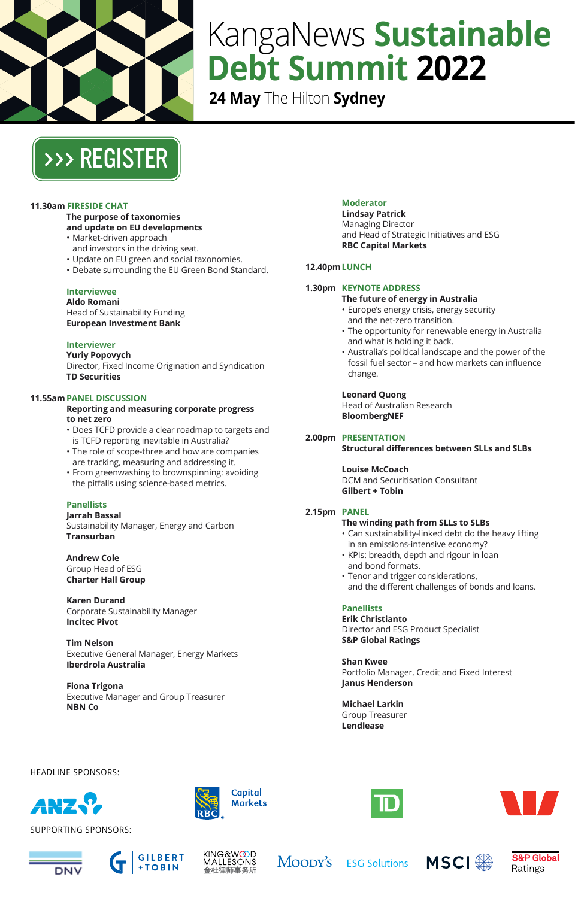# KangaNews Sustainable Debt Summit 2022

**24 May** The Hilton **Sydney**

>>> REGISTER

**11.30am FIRESIDE CHAT**

**The purpose of taxonomies and update on EU developments**

- Market-driven approach and investors in the driving seat.
- Update on EU green and social taxonomies.
- Debate surrounding the EU Green Bond Standard.

**Interviewee**

**Aldo Romani**
Head of Sustainability Funding
**European Investment Bank**

**Interviewer**

**Yuriy Popovych**
Director, Fixed Income Origination and Syndication
**TD Securities**

**11.55am PANEL DISCUSSION**

**Reporting and measuring corporate progress to net zero**

- Does TCFD provide a clear roadmap to targets and is TCFD reporting inevitable in Australia?
- The role of scope-three and how are companies are tracking, measuring and addressing it.
- From greenwashing to brownspinning: avoiding the pitfalls using science-based metrics.

**Panellists**

**Jarrah Bassal**
Sustainability Manager, Energy and Carbon
**Transurban**

**Andrew Cole**
Group Head of ESG
**Charter Hall Group**

**Karen Durand**
Corporate Sustainability Manager
**Incitec Pivot**

**Tim Nelson**
Executive General Manager, Energy Markets
**Iberdrola Australia**

**Fiona Trigona**
Executive Manager and Group Treasurer
**NBN Co**

**Moderator**

**Lindsay Patrick**
Managing Director
and Head of Strategic Initiatives and ESG
**RBC Capital Markets**

**12.40pm LUNCH**

**1.30pm KEYNOTE ADDRESS**

**The future of energy in Australia**

- Europe's energy crisis, energy security and the net-zero transition.
- The opportunity for renewable energy in Australia and what is holding it back.
- Australia's political landscape and the power of the fossil fuel sector – and how markets can influence change.

**Leonard Quong**
Head of Australian Research
**BloombergNEF**

**2.00pm PRESENTATION**

**Structural differences between SLLs and SLBs**

**Louise McCoach**
DCM and Securitisation Consultant
**Gilbert + Tobin**

**2.15pm PANEL**

**The winding path from SLLs to SLBs**

- Can sustainability-linked debt do the heavy lifting in an emissions-intensive economy?
- KPIs: breadth, depth and rigour in loan and bond formats.
- Tenor and trigger considerations, and the different challenges of bonds and loans.

**Panellists**

**Erik Christianto**
Director and ESG Product Specialist
**S&P Global Ratings**

**Shan Kwee**
Portfolio Manager, Credit and Fixed Interest
**Janus Henderson**

**Michael Larkin**
Group Treasurer
**Lendlease**

HEADLINE SPONSORS:

ANZ | RBC Capital Markets | TD | Westpac

SUPPORTING SPONSORS:

DNV | Gilbert + Tobin | King & Wood Mallesons 金杜律师事务所 | Moody's ESG Solutions | MSCI | S&P Global Ratings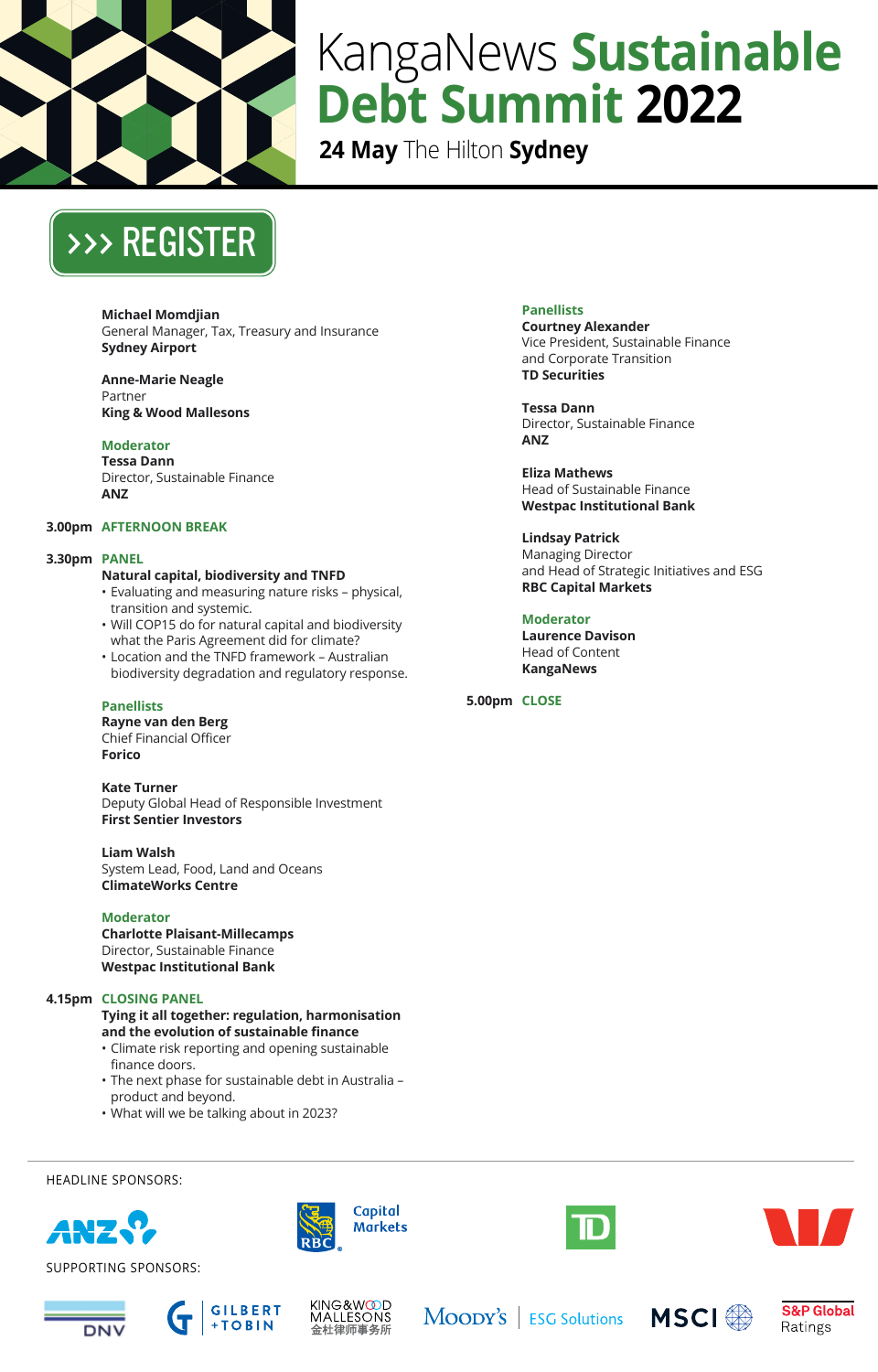# KangaNews **Sustainable Debt Summit 2022**

**24 May** The Hilton **Sydney**

>>> REGISTER

**Michael Momdjian**
General Manager, Tax, Treasury and Insurance
**Sydney Airport**

**Anne-Marie Neagle**
Partner
**King & Wood Mallesons**

**Moderator**
**Tessa Dann**
Director, Sustainable Finance
**ANZ**

**3.00pm AFTERNOON BREAK**

**3.30pm PANEL**

**Natural capital, biodiversity and TNFD**

- Evaluating and measuring nature risks – physical, transition and systemic.
- Will COP15 do for natural capital and biodiversity what the Paris Agreement did for climate?
- Location and the TNFD framework – Australian biodiversity degradation and regulatory response.

**Panellists**

**Rayne van den Berg**
Chief Financial Officer
**Forico**

**Kate Turner**
Deputy Global Head of Responsible Investment
**First Sentier Investors**

**Liam Walsh**
System Lead, Food, Land and Oceans
**ClimateWorks Centre**

**Moderator**
**Charlotte Plaisant-Millecamps**
Director, Sustainable Finance
**Westpac Institutional Bank**

**4.15pm CLOSING PANEL**

**Tying it all together: regulation, harmonisation and the evolution of sustainable finance**

- Climate risk reporting and opening sustainable finance doors.
- The next phase for sustainable debt in Australia – product and beyond.
- What will we be talking about in 2023?

**Panellists**

**Courtney Alexander**
Vice President, Sustainable Finance and Corporate Transition
**TD Securities**

**Tessa Dann**
Director, Sustainable Finance
**ANZ**

**Eliza Mathews**
Head of Sustainable Finance
**Westpac Institutional Bank**

**Lindsay Patrick**
Managing Director and Head of Strategic Initiatives and ESG
**RBC Capital Markets**

**Moderator**
**Laurence Davison**
Head of Content
**KangaNews**

**5.00pm CLOSE**

HEADLINE SPONSORS:

ANZ | RBC Capital Markets | TD | Westpac

SUPPORTING SPONSORS:

DNV | Gilbert + Tobin | King & Wood Mallesons 金杜律师事务所 | Moody's ESG Solutions | MSCI | S&P Global Ratings